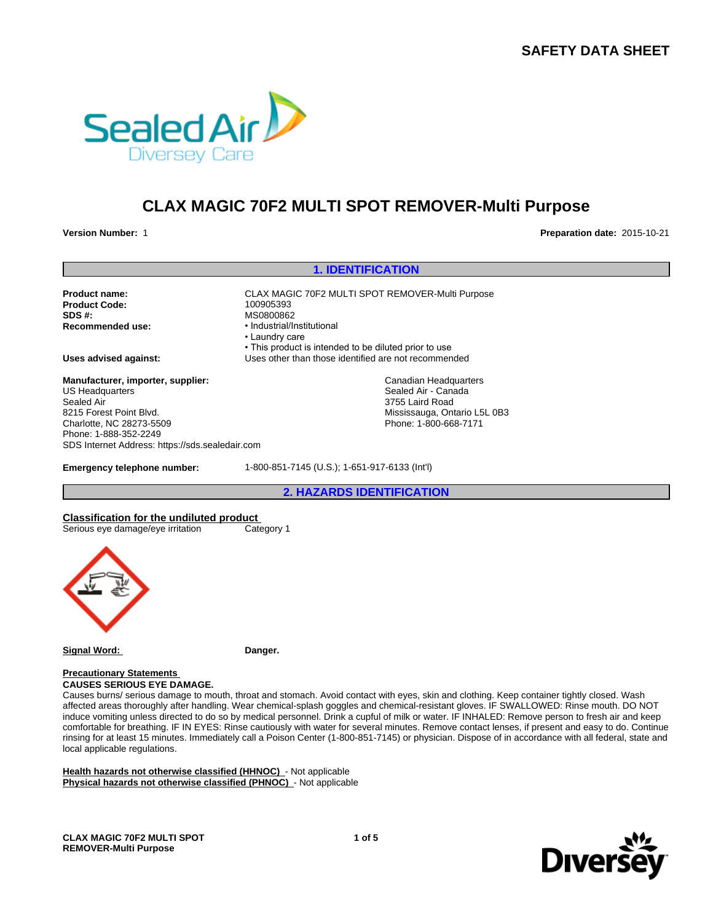# SAFETY DATA SHEET

## CLAX MAGIC 70F2 MULTI SPOT REMOVER-Multi Purpose

**Version Number:** 1

**Preparation date:** 2015-10-21

## 1. IDENTIFICATION

**Product name:** CLAX MAGIC 70F2 MULTI SPOT REMOVER-Multi Purpose
**Product Code:** 100905393
**SDS #:** MS0800862
**Recommended use:**
- Industrial/Institutional
- Laundry care
- This product is intended to be diluted prior to use

**Uses advised against:** Uses other than those identified are not recommended

**Manufacturer, importer, supplier:**

US Headquarters
Sealed Air
8215 Forest Point Blvd.
Charlotte, NC 28273-5509
Phone: 1-888-352-2249
SDS Internet Address: https://sds.sealedair.com

Canadian Headquarters
Sealed Air - Canada
3755 Laird Road
Mississauga, Ontario L5L 0B3
Phone: 1-800-668-7171

**Emergency telephone number:** 1-800-851-7145 (U.S.); 1-651-917-6133 (Int'l)

## 2. HAZARDS IDENTIFICATION

**Classification for the undiluted product**

| | |
|---|---|
| Serious eye damage/eye irritation | Category 1 |

**Signal Word:** **Danger.**

**Precautionary Statements**

**CAUSES SERIOUS EYE DAMAGE.**

Causes burns/ serious damage to mouth, throat and stomach. Avoid contact with eyes, skin and clothing. Keep container tightly closed. Wash affected areas thoroughly after handling. Wear chemical-splash goggles and chemical-resistant gloves. IF SWALLOWED: Rinse mouth. DO NOT induce vomiting unless directed to do so by medical personnel. Drink a cupful of milk or water. IF INHALED: Remove person to fresh air and keep comfortable for breathing. IF IN EYES: Rinse cautiously with water for several minutes. Remove contact lenses, if present and easy to do. Continue rinsing for at least 15 minutes. Immediately call a Poison Center (1-800-851-7145) or physician. Dispose of in accordance with all federal, state and local applicable regulations.

**Health hazards not otherwise classified (HHNOC)** - Not applicable
**Physical hazards not otherwise classified (PHNOC)** - Not applicable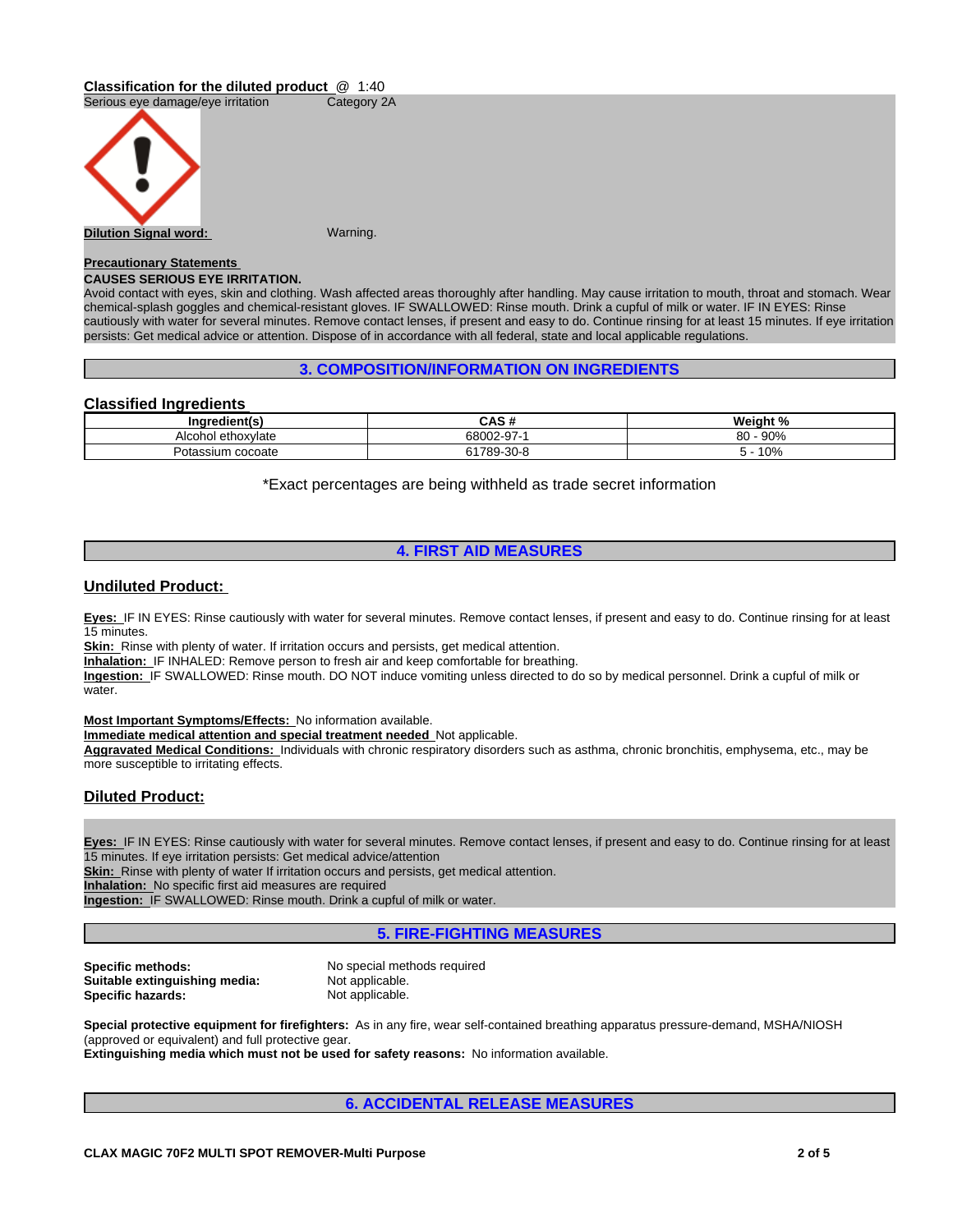**Classification for the diluted product** @ 1:40

Serious eye damage/eye irritation Category 2A

**Dilution Signal word:** Warning.

**Precautionary Statements**

**CAUSES SERIOUS EYE IRRITATION.**

Avoid contact with eyes, skin and clothing. Wash affected areas thoroughly after handling. May cause irritation to mouth, throat and stomach. Wear chemical-splash goggles and chemical-resistant gloves. IF SWALLOWED: Rinse mouth. Drink a cupful of milk or water. IF IN EYES: Rinse cautiously with water for several minutes. Remove contact lenses, if present and easy to do. Continue rinsing for at least 15 minutes. If eye irritation persists: Get medical advice or attention. Dispose of in accordance with all federal, state and local applicable regulations.

## 3. COMPOSITION/INFORMATION ON INGREDIENTS

### Classified Ingredients

| Ingredient(s) | CAS # | Weight % |
|---|---|---|
| Alcohol ethoxylate | 68002-97-1 | 80 - 90% |
| Potassium cocoate | 61789-30-8 | 5 - 10% |

*Exact percentages are being withheld as trade secret information

## 4. FIRST AID MEASURES

### Undiluted Product:

**Eyes:** IF IN EYES: Rinse cautiously with water for several minutes. Remove contact lenses, if present and easy to do. Continue rinsing for at least 15 minutes.
**Skin:** Rinse with plenty of water. If irritation occurs and persists, get medical attention.
**Inhalation:** IF INHALED: Remove person to fresh air and keep comfortable for breathing.
**Ingestion:** IF SWALLOWED: Rinse mouth. DO NOT induce vomiting unless directed to do so by medical personnel. Drink a cupful of milk or water.

**Most Important Symptoms/Effects:** No information available.
**Immediate medical attention and special treatment needed** Not applicable.
**Aggravated Medical Conditions:** Individuals with chronic respiratory disorders such as asthma, chronic bronchitis, emphysema, etc., may be more susceptible to irritating effects.

### Diluted Product:

**Eyes:** IF IN EYES: Rinse cautiously with water for several minutes. Remove contact lenses, if present and easy to do. Continue rinsing for at least 15 minutes. If eye irritation persists: Get medical advice/attention
**Skin:** Rinse with plenty of water If irritation occurs and persists, get medical attention.
**Inhalation:** No specific first aid measures are required
**Ingestion:** IF SWALLOWED: Rinse mouth. Drink a cupful of milk or water.

## 5. FIRE-FIGHTING MEASURES

**Specific methods:** No special methods required
**Suitable extinguishing media:** Not applicable.
**Specific hazards:** Not applicable.

**Special protective equipment for firefighters:** As in any fire, wear self-contained breathing apparatus pressure-demand, MSHA/NIOSH (approved or equivalent) and full protective gear.
**Extinguishing media which must not be used for safety reasons:** No information available.

## 6. ACCIDENTAL RELEASE MEASURES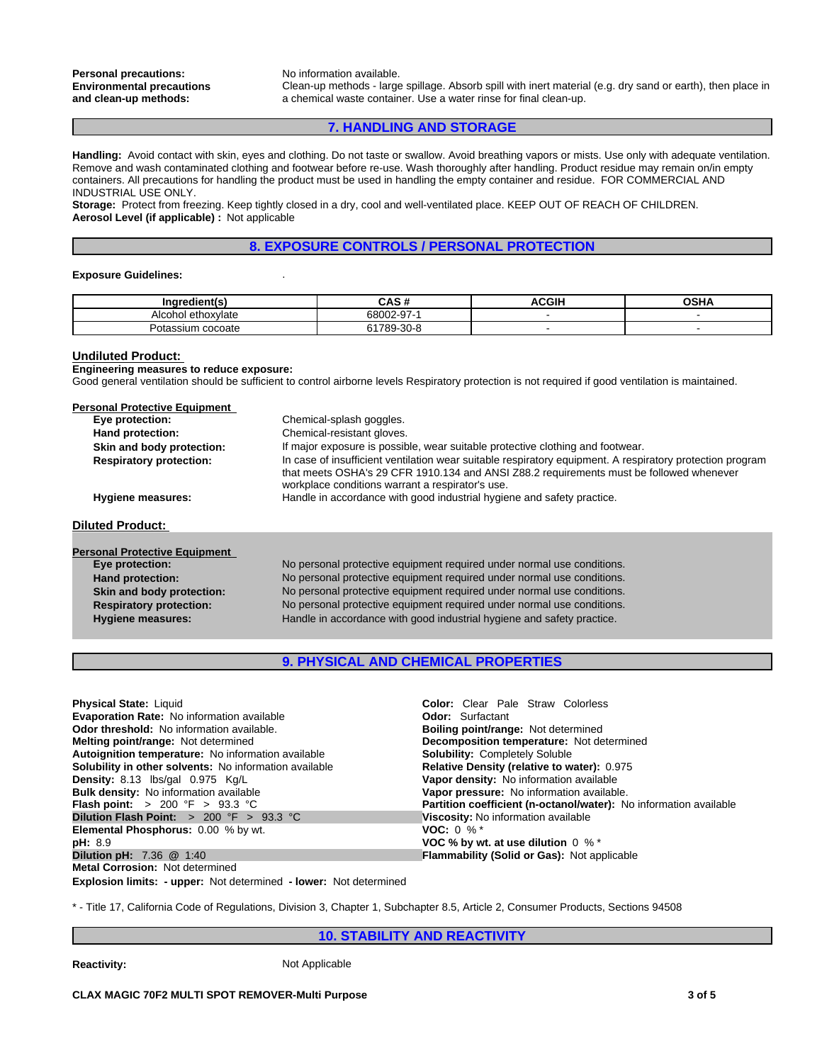**Personal precautions:** No information available.

**Environmental precautions and clean-up methods:** Clean-up methods - large spillage. Absorb spill with inert material (e.g. dry sand or earth), then place in a chemical waste container. Use a water rinse for final clean-up.

## 7. HANDLING AND STORAGE

**Handling:** Avoid contact with skin, eyes and clothing. Do not taste or swallow. Avoid breathing vapors or mists. Use only with adequate ventilation. Remove and wash contaminated clothing and footwear before re-use. Wash thoroughly after handling. Product residue may remain on/in empty containers. All precautions for handling the product must be used in handling the empty container and residue. FOR COMMERCIAL AND INDUSTRIAL USE ONLY.

**Storage:** Protect from freezing. Keep tightly closed in a dry, cool and well-ventilated place. KEEP OUT OF REACH OF CHILDREN.

**Aerosol Level (if applicable) :** Not applicable

## 8. EXPOSURE CONTROLS / PERSONAL PROTECTION

**Exposure Guidelines:** .

| Ingredient(s) | CAS # | ACGIH | OSHA |
|---|---|---|---|
| Alcohol ethoxylate | 68002-97-1 | - | - |
| Potassium cocoate | 61789-30-8 | - | - |

### Undiluted Product:

**Engineering measures to reduce exposure:**
Good general ventilation should be sufficient to control airborne levels Respiratory protection is not required if good ventilation is maintained.

**Personal Protective Equipment**

- **Eye protection:** Chemical-splash goggles.
- **Hand protection:** Chemical-resistant gloves.
- **Skin and body protection:** If major exposure is possible, wear suitable protective clothing and footwear.
- **Respiratory protection:** In case of insufficient ventilation wear suitable respiratory equipment. A respiratory protection program that meets OSHA's 29 CFR 1910.134 and ANSI Z88.2 requirements must be followed whenever workplace conditions warrant a respirator's use.
- **Hygiene measures:** Handle in accordance with good industrial hygiene and safety practice.

### Diluted Product:

**Personal Protective Equipment**

- **Eye protection:** No personal protective equipment required under normal use conditions.
- **Hand protection:** No personal protective equipment required under normal use conditions.
- **Skin and body protection:** No personal protective equipment required under normal use conditions.
- **Respiratory protection:** No personal protective equipment required under normal use conditions.
- **Hygiene measures:** Handle in accordance with good industrial hygiene and safety practice.

## 9. PHYSICAL AND CHEMICAL PROPERTIES

**Physical State:** Liquid
**Evaporation Rate:** No information available
**Odor threshold:** No information available.
**Melting point/range:** Not determined
**Autoignition temperature:** No information available
**Solubility in other solvents:** No information available
**Density:** 8.13 lbs/gal 0.975 Kg/L
**Bulk density:** No information available
**Flash point:** > 200 °F > 93.3 °C
**Dilution Flash Point:** > 200 °F > 93.3 °C
**Elemental Phosphorus:** 0.00 % by wt.
**pH:** 8.9
**Dilution pH:** 7.36 @ 1:40
**Metal Corrosion:** Not determined
**Explosion limits: - upper:** Not determined **- lower:** Not determined

**Color:** Clear Pale Straw Colorless
**Odor:** Surfactant
**Boiling point/range:** Not determined
**Decomposition temperature:** Not determined
**Solubility:** Completely Soluble
**Relative Density (relative to water):** 0.975
**Vapor density:** No information available
**Vapor pressure:** No information available.
**Partition coefficient (n-octanol/water):** No information available
**Viscosity:** No information available
**VOC:** 0 % *
**VOC % by wt. at use dilution** 0 % *
**Flammability (Solid or Gas):** Not applicable

* - Title 17, California Code of Regulations, Division 3, Chapter 1, Subchapter 8.5, Article 2, Consumer Products, Sections 94508

## 10. STABILITY AND REACTIVITY

**Reactivity:** Not Applicable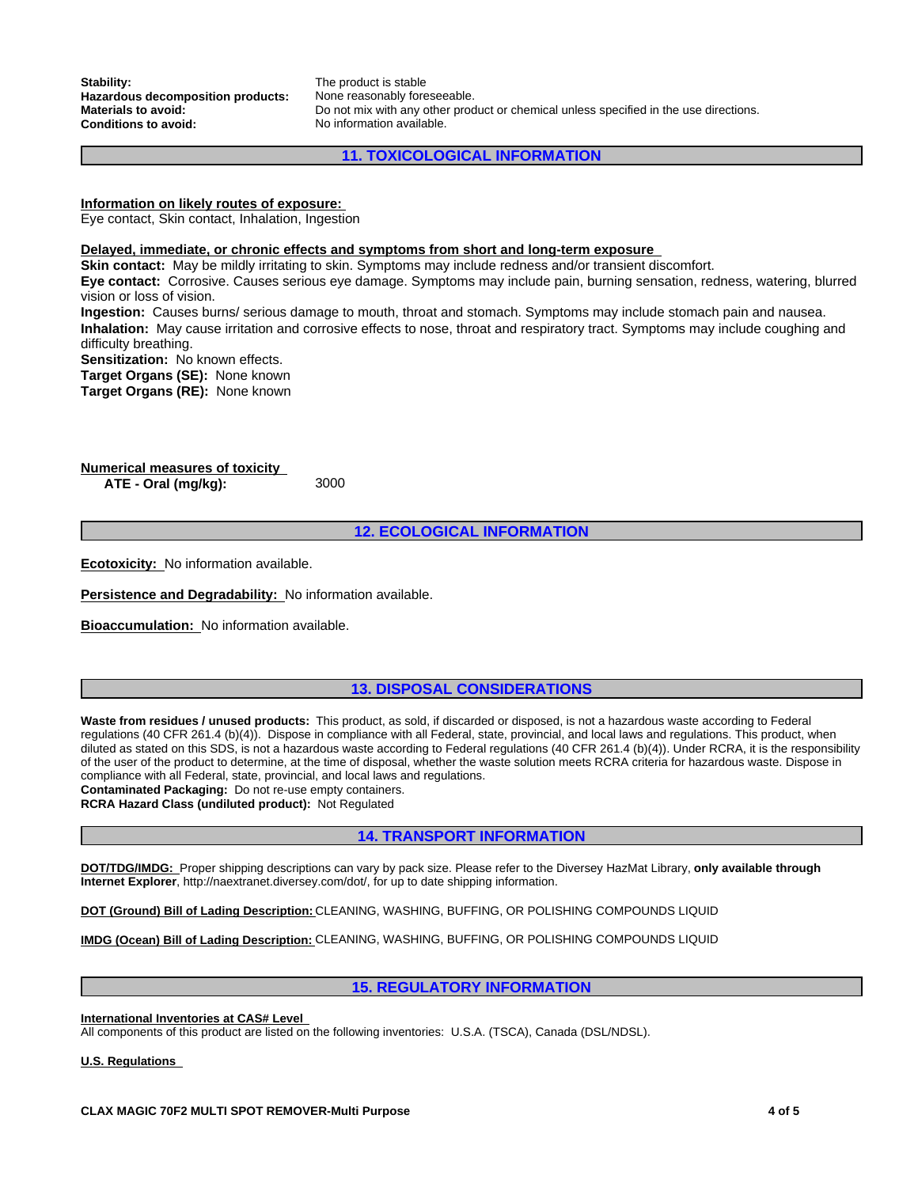| | |
|---|---|
| **Stability:** | The product is stable |
| **Hazardous decomposition products:** | None reasonably foreseeable. |
| **Materials to avoid:** | Do not mix with any other product or chemical unless specified in the use directions. |
| **Conditions to avoid:** | No information available. |

## 11. TOXICOLOGICAL INFORMATION

**Information on likely routes of exposure:**
Eye contact, Skin contact, Inhalation, Ingestion

**Delayed, immediate, or chronic effects and symptoms from short and long-term exposure**
**Skin contact:** May be mildly irritating to skin. Symptoms may include redness and/or transient discomfort.
**Eye contact:** Corrosive. Causes serious eye damage. Symptoms may include pain, burning sensation, redness, watering, blurred vision or loss of vision.
**Ingestion:** Causes burns/ serious damage to mouth, throat and stomach. Symptoms may include stomach pain and nausea.
**Inhalation:** May cause irritation and corrosive effects to nose, throat and respiratory tract. Symptoms may include coughing and difficulty breathing.
**Sensitization:** No known effects.
**Target Organs (SE):** None known
**Target Organs (RE):** None known

**Numerical measures of toxicity**

| | |
|---|---|
| **ATE - Oral (mg/kg):** | 3000 |

## 12. ECOLOGICAL INFORMATION

**Ecotoxicity:** No information available.

**Persistence and Degradability:** No information available.

**Bioaccumulation:** No information available.

## 13. DISPOSAL CONSIDERATIONS

**Waste from residues / unused products:** This product, as sold, if discarded or disposed, is not a hazardous waste according to Federal regulations (40 CFR 261.4 (b)(4)). Dispose in compliance with all Federal, state, provincial, and local laws and regulations. This product, when diluted as stated on this SDS, is not a hazardous waste according to Federal regulations (40 CFR 261.4 (b)(4)). Under RCRA, it is the responsibility of the user of the product to determine, at the time of disposal, whether the waste solution meets RCRA criteria for hazardous waste. Dispose in compliance with all Federal, state, provincial, and local laws and regulations.
**Contaminated Packaging:** Do not re-use empty containers.
**RCRA Hazard Class (undiluted product):** Not Regulated

## 14. TRANSPORT INFORMATION

**DOT/TDG/IMDG:** Proper shipping descriptions can vary by pack size. Please refer to the Diversey HazMat Library, **only available through Internet Explorer**, http://naextranet.diversey.com/dot/, for up to date shipping information.

**DOT (Ground) Bill of Lading Description:** CLEANING, WASHING, BUFFING, OR POLISHING COMPOUNDS LIQUID

**IMDG (Ocean) Bill of Lading Description:** CLEANING, WASHING, BUFFING, OR POLISHING COMPOUNDS LIQUID

## 15. REGULATORY INFORMATION

**International Inventories at CAS# Level**
All components of this product are listed on the following inventories: U.S.A. (TSCA), Canada (DSL/NDSL).

**U.S. Regulations**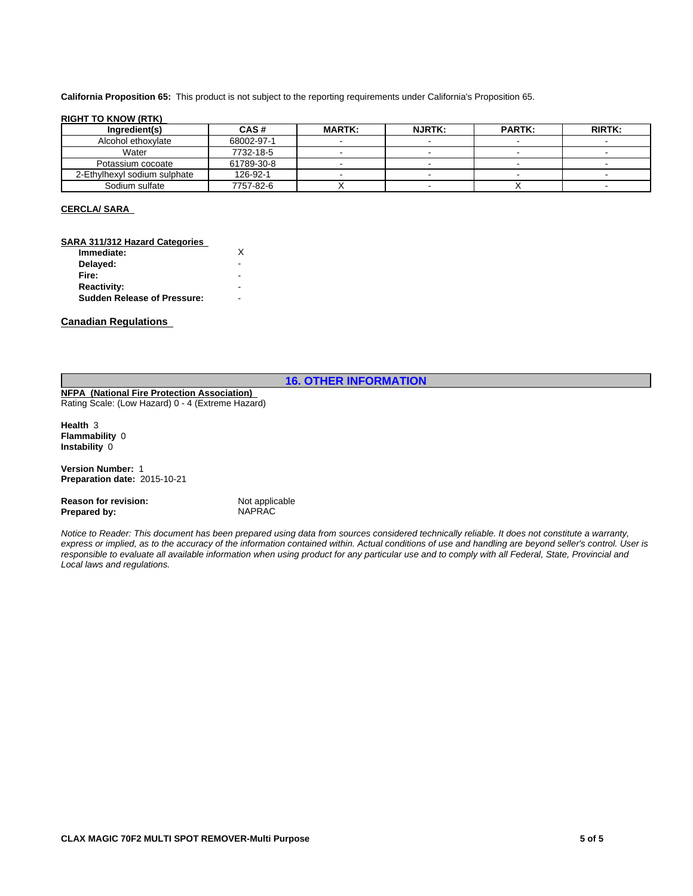**California Proposition 65:** This product is not subject to the reporting requirements under California's Proposition 65.

**RIGHT TO KNOW (RTK)**

| Ingredient(s) | CAS # | MARTK: | NJRTK: | PARTK: | RIRTK: |
|---|---|---|---|---|---|
| Alcohol ethoxylate | 68002-97-1 | - | - | - | - |
| Water | 7732-18-5 | - | - | - | - |
| Potassium cocoate | 61789-30-8 | - | - | - | - |
| 2-Ethylhexyl sodium sulphate | 126-92-1 | - | - | - | - |
| Sodium sulfate | 7757-82-6 | X | - | X | - |

**CERCLA/ SARA**

**SARA 311/312 Hazard Categories**

| | |
|---|---|
| **Immediate:** | X |
| **Delayed:** | - |
| **Fire:** | - |
| **Reactivity:** | - |
| **Sudden Release of Pressure:** | - |

**Canadian Regulations**

## 16. OTHER INFORMATION

**NFPA (National Fire Protection Association)**
Rating Scale: (Low Hazard) 0 - 4 (Extreme Hazard)

**Health** 3
**Flammability** 0
**Instability** 0

**Version Number:** 1
**Preparation date:** 2015-10-21

**Reason for revision:** Not applicable
**Prepared by:** NAPRAC

*Notice to Reader: This document has been prepared using data from sources considered technically reliable. It does not constitute a warranty, express or implied, as to the accuracy of the information contained within. Actual conditions of use and handling are beyond seller's control. User is responsible to evaluate all available information when using product for any particular use and to comply with all Federal, State, Provincial and Local laws and regulations.*